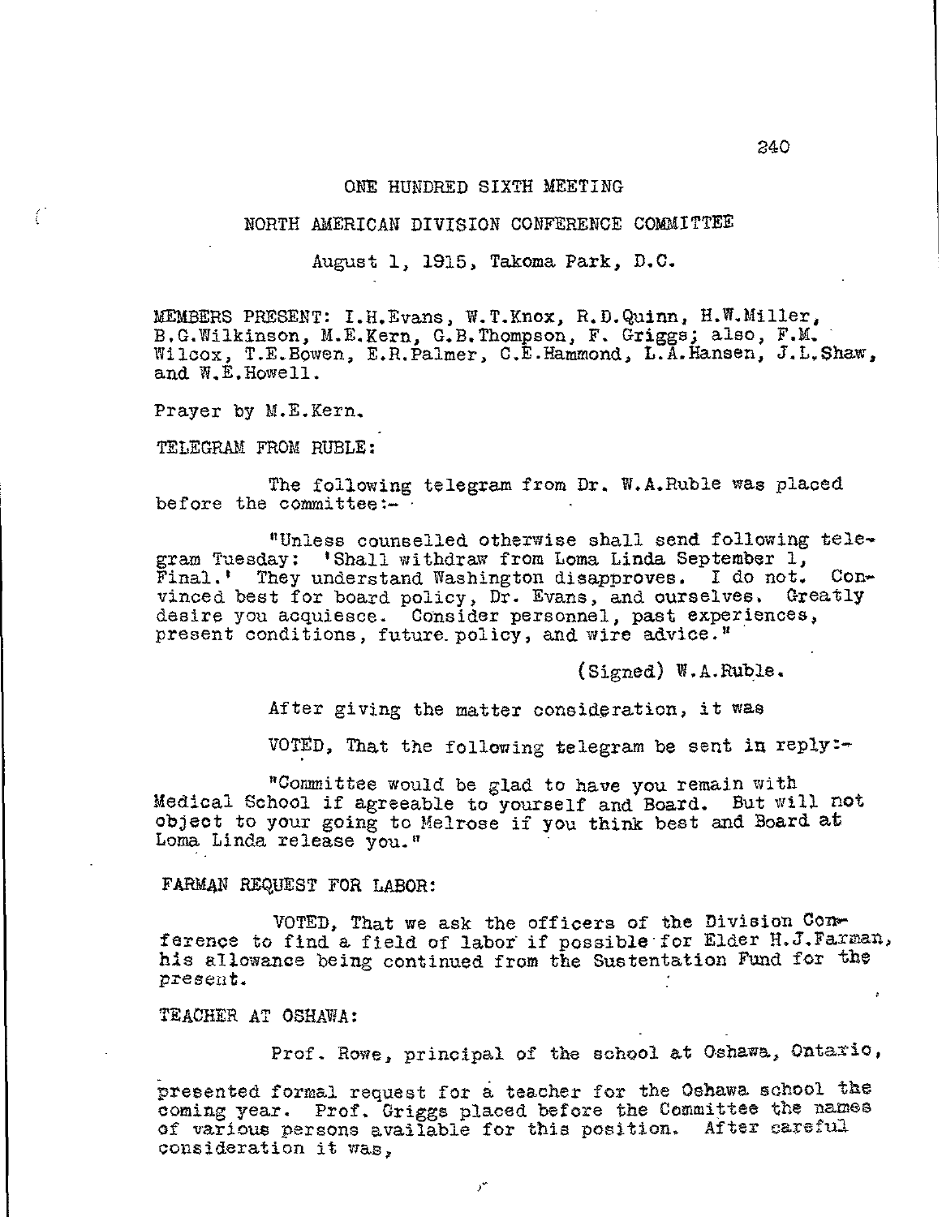# ONE HUNDRED SIXTH MEETING

## NORTH AMERICAN DIVISION CONFERENCE COMMITTEE

August 1, 1915, Takoma Park, D.C.

MEMBERS PRESENT: I.H.Evans, W.T.Knox, R.D.Quinn, H.W.Miller, B.G.Wilkinson, M.E.Kern, G.B.Thompson, F. Griggs; also, F.M. Wilcox, T.E.Bowen, E.R.Palmer, C.E.Hammond, L.A.Hansen, J.L.Shaw, and W.E.Howell.

Prayer by M.E.Kern.

TELEGRAM FROM RUBLE:

The following telegram from Dr. W.A.Ruble was placed before the committee:-

"Unless counselled otherwise shall send following telegram Tuesday: 'Shall withdraw from Loma Linda September 1, Final.' They understand Washington disapproves. I do not. Convinced best for board policy, Dr. Evans, and ourselves. Greatly desire you acquiesce. Consider personnel, past experiences, present conditions, future policy, and wire advice."

(Signed) W.A.Ruble.

After giving the matter consideration, it was

VOTED, That the following telegram be sent in reply:-

"Committee would be glad to have you remain with Medical School if agreeable to yourself and Board. But will not object to your going to Melrose if you think best and Board at Loma Linda release you."

FARMAN REQUEST FOR LABOR:

VOTED, That we ask the officers of the Division Conference to find a field of labor if possible for Elder H.J.Farman, his allowance being continued from the Sustentation Fund for the present.

TEACHER AT OSHAWA:

Prof. Rowe, principal of the school at Oshawa, Ontario, presented formal request for a teacher for the Oshawa school the coming year. Prof. Griggs placed before the Committee the names of various persons available for this position. After careful consideration it was,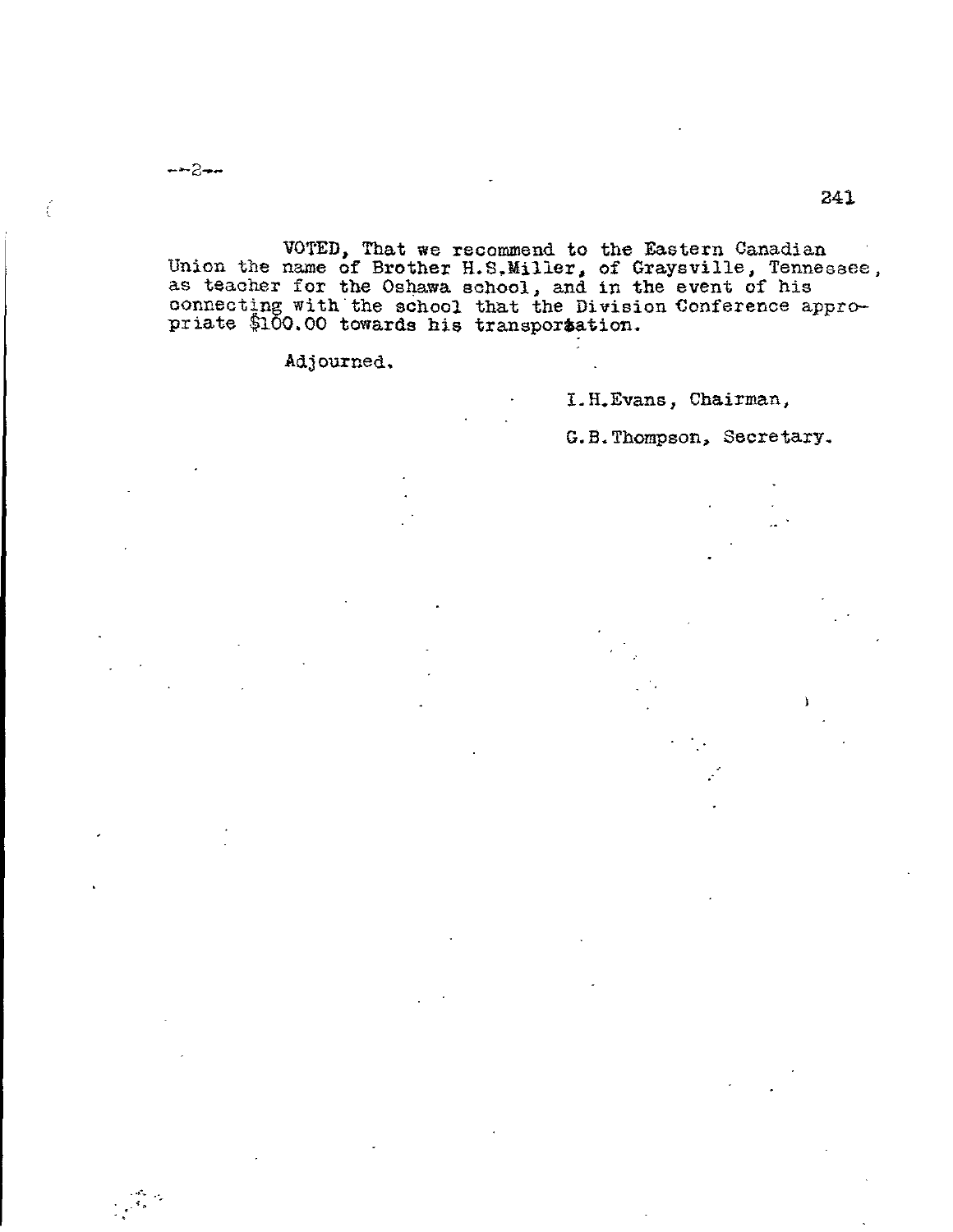VOTED, That we recommend to the Eastern Canadian Union the name of Brother H.S.Miller, of Graysville, Tennessee, as teacher for the Oshawa school, and in the event of his connecting with the school that the Division Conference appropriate $100.00 towards his transportation.

Adjourned.

I.H.Evans, Chairman,

G.B.Thompson, Secretary.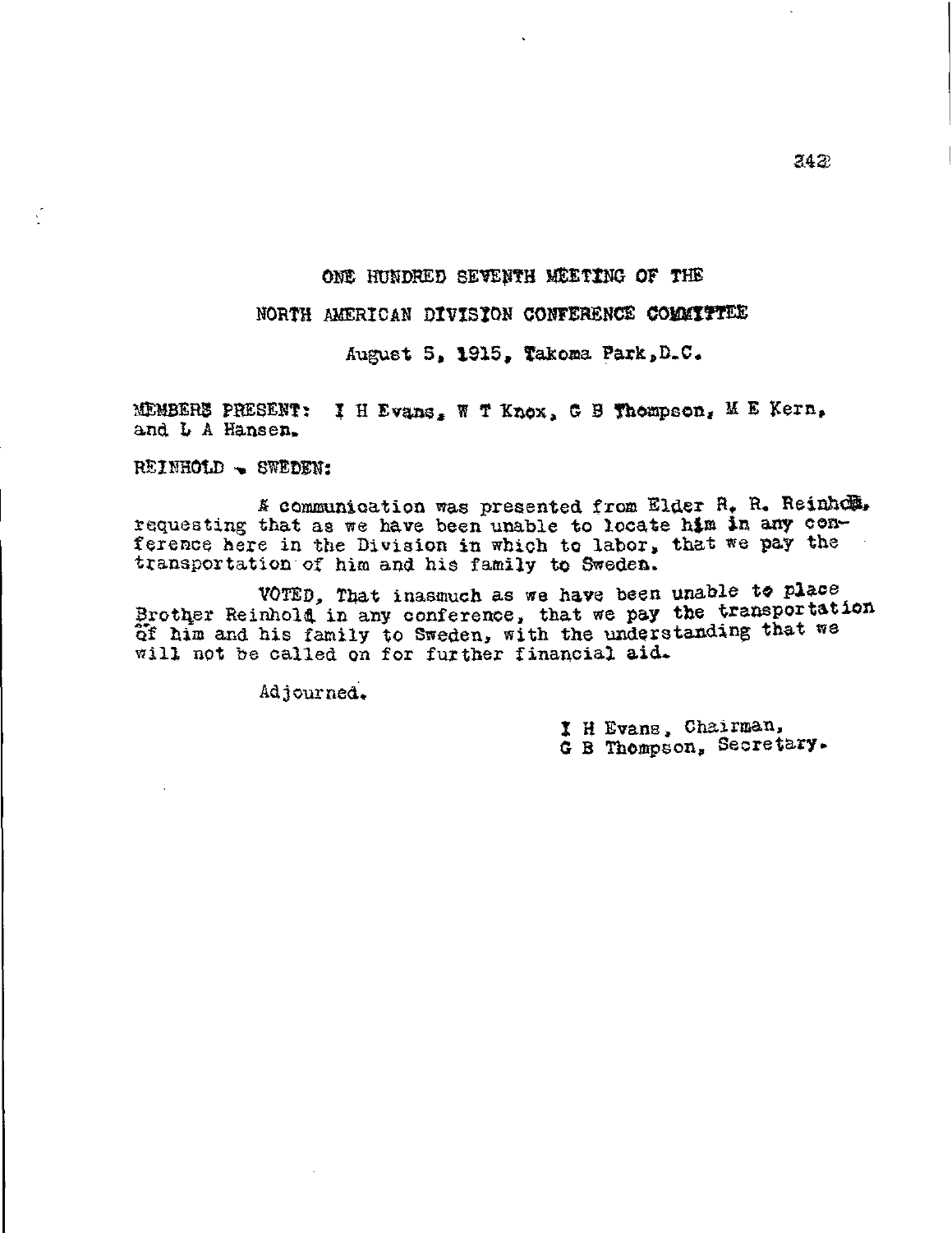# ONE HUNDRED SEVENTH MEETING OF THE

# NORTH AMERICAN DIVISION CONFERENCE COMMITTEE

August 5, 1915, Takoma Park, D.C.

MEMBERS PRESENT: I H Evans, W T Knox, G B Thompson, M E Kern, and L A Hansen.

REINHOLD - SWEDEN:

A communication was presented from Elder R. R. Reinhold, requesting that as we have been unable to locate him in any conference here in the Division in which to labor, that we pay the transportation of him and his family to Sweden.

VOTED, That inasmuch as we have been unable to place Brother Reinhold in any conference, that we pay the transportation of him and his family to Sweden, with the understanding that we will not be called on for further financial aid.

Adjourned.

I H Evans, Chairman,
G B Thompson, Secretary.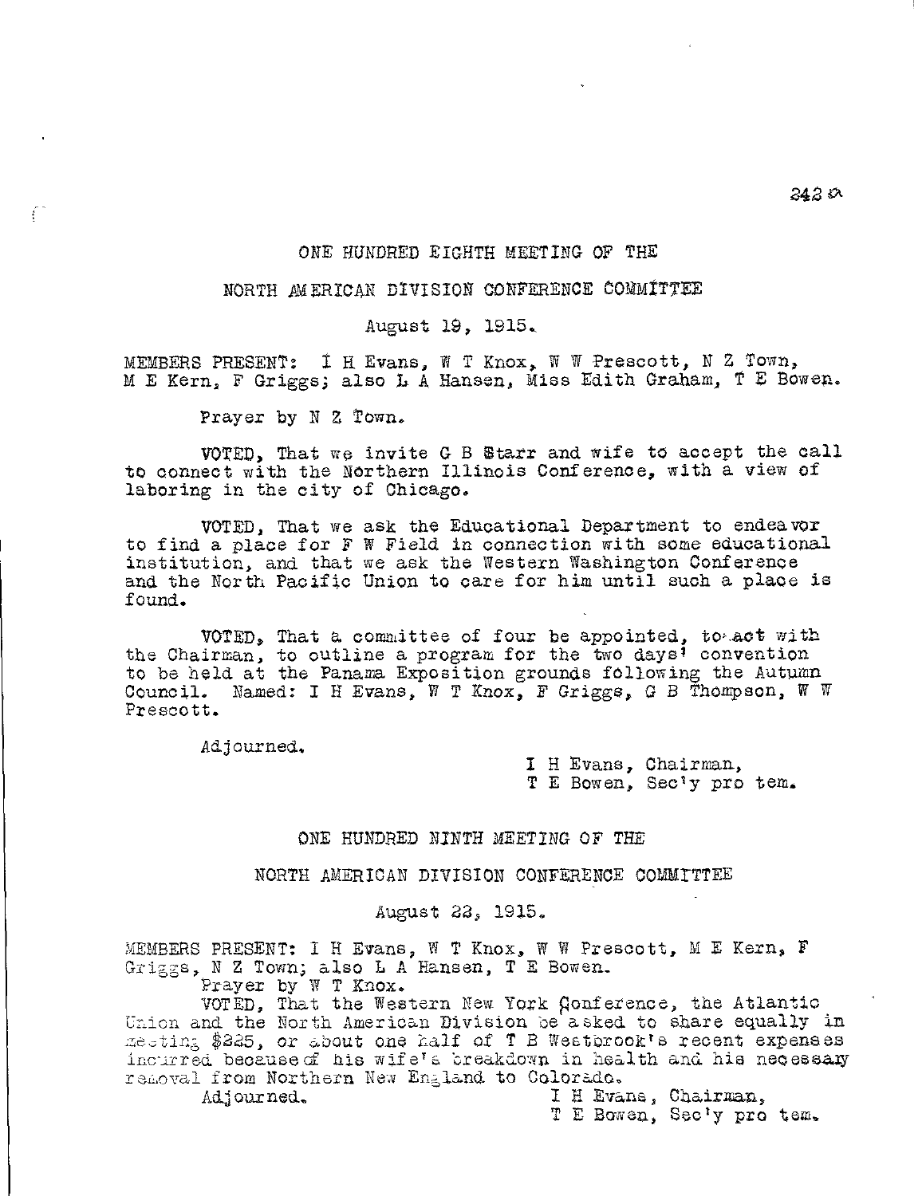## ONE HUNDRED EIGHTH MEETING OF THE

## NORTH AMERICAN DIVISION CONFERENCE COMMITTEE

August 19, 1915.

MEMBERS PRESENT: I H Evans, W T Knox, W W Prescott, N Z Town, M E Kern, F Griggs; also L A Hansen, Miss Edith Graham, T E Bowen.

Prayer by N Z Town.

VOTED, That we invite G B Starr and wife to accept the call to connect with the Northern Illinois Conference, with a view of laboring in the city of Chicago.

VOTED, That we ask the Educational Department to endeavor to find a place for F W Field in connection with some educational institution, and that we ask the Western Washington Conference and the North Pacific Union to care for him until such a place is found.

VOTED, That a committee of four be appointed, to act with the Chairman, to outline a program for the two days' convention to be held at the Panama Exposition grounds following the Autumn Council. Named: I H Evans, W T Knox, F Griggs, G B Thompson, W W Prescott.

Adjourned.

I H Evans, Chairman,
T E Bowen, Sec'y pro tem.

## ONE HUNDRED NINTH MEETING OF THE

## NORTH AMERICAN DIVISION CONFERENCE COMMITTEE

August 23, 1915.

MEMBERS PRESENT: I H Evans, W T Knox, W W Prescott, M E Kern, F Griggs, N Z Town; also L A Hansen, T E Bowen.

Prayer by W T Knox.

VOTED, That the Western New York Conference, the Atlantic Union and the North American Division be asked to share equally in meeting $225, or about one half of T B Westbrook's recent expenses incurred because of his wife's breakdown in health and his necessary removal from Northern New England to Colorado.

Adjourned.

I H Evans, Chairman,
T E Bowen, Sec'y pro tem.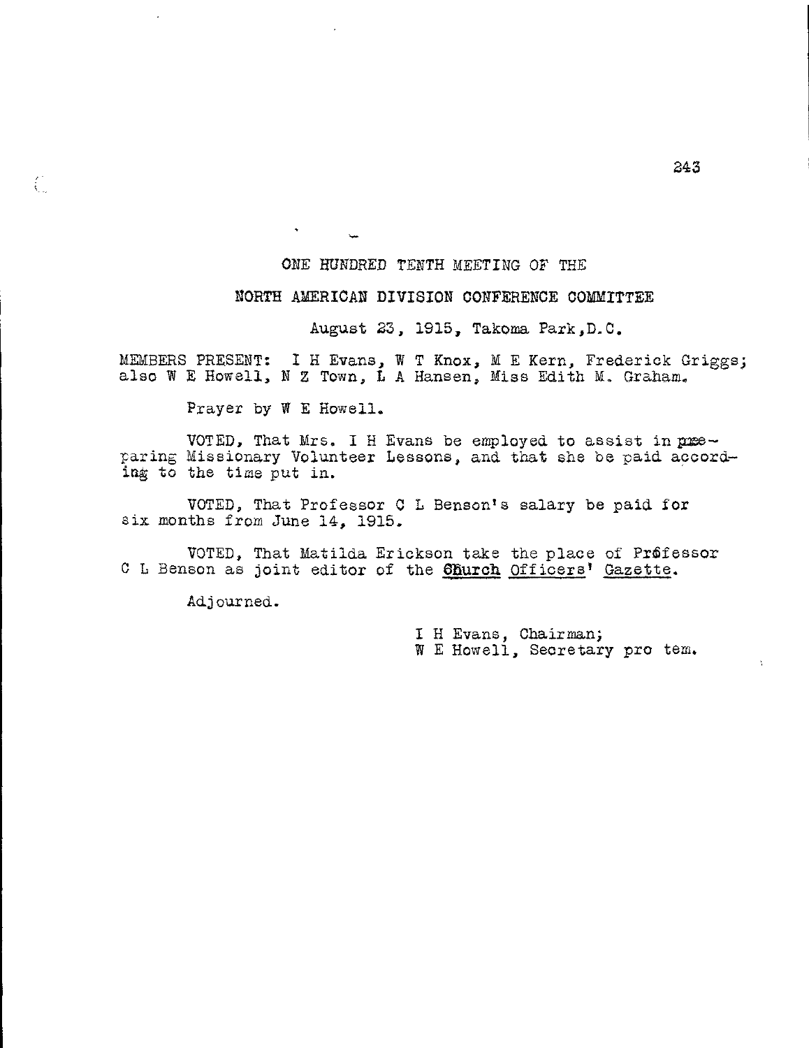ONE HUNDRED TENTH MEETING OF THE

NORTH AMERICAN DIVISION CONFERENCE COMMITTEE

August 23, 1915, Takoma Park, D.C.

MEMBERS PRESENT: I H Evans, W T Knox, M E Kern, Frederick Griggs; also W E Howell, N Z Town, L A Hansen, Miss Edith M. Graham.

Prayer by W E Howell.

VOTED, That Mrs. I H Evans be employed to assist in preparing Missionary Volunteer Lessons, and that she be paid according to the time put in.

VOTED, That Professor C L Benson's salary be paid for six months from June 14, 1915.

VOTED, That Matilda Erickson take the place of Professor C L Benson as joint editor of the Church Officers' Gazette.

Adjourned.

I H Evans, Chairman;
W E Howell, Secretary pro tem.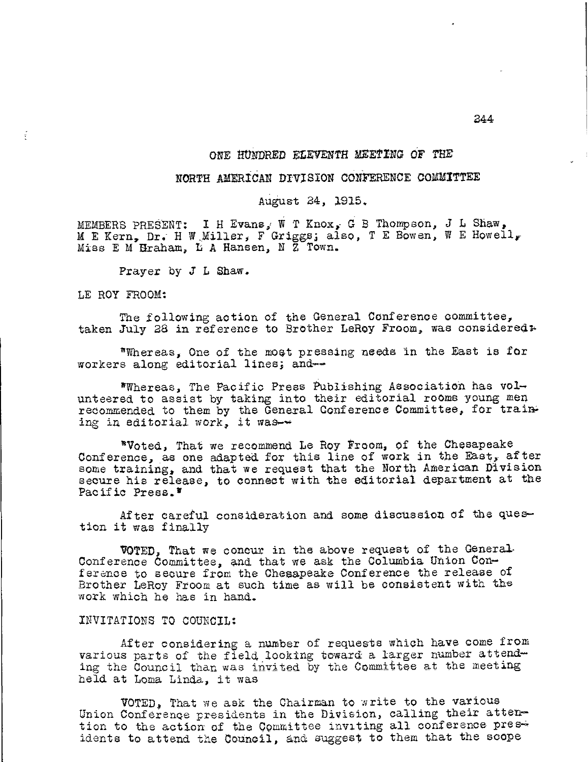## ONE HUNDRED ELEVENTH MEETING OF THE

## NORTH AMERICAN DIVISION CONFERENCE COMMITTEE

August 24, 1915.

MEMBERS PRESENT: I H Evans, W T Knox, G B Thompson, J L Shaw, M E Kern, Dr. H W Miller, F Griggs; also, T E Bowen, W E Howell, Miss E M Graham, L A Hansen, N Z Town.

Prayer by J L Shaw.

LE ROY FROOM:

The following action of the General Conference committee, taken July 28 in reference to Brother LeRoy Froom, was considered:-

"Whereas, One of the most pressing needs in the East is for workers along editorial lines; and--

"Whereas, The Pacific Press Publishing Association has volunteered to assist by taking into their editorial rooms young men recommended to them by the General Conference Committee, for training in editorial work, it was--

"Voted, That we recommend Le Roy Froom, of the Chesapeake Conference, as one adapted for this line of work in the East, after some training, and that we request that the North American Division secure his release, to connect with the editorial department at the Pacific Press."

After careful consideration and some discussion of the question it was finally

VOTED, That we concur in the above request of the General Conference Committee, and that we ask the Columbia Union Conference to secure from the Chesapeake Conference the release of Brother LeRoy Froom at such time as will be consistent with the work which he has in hand.

INVITATIONS TO COUNCIL:

After considering a number of requests which have come from various parts of the field looking toward a larger number attending the Council than was invited by the Committee at the meeting held at Loma Linda, it was

VOTED, That we ask the Chairman to write to the various Union Conference presidents in the Division, calling their attention to the action of the Committee inviting all conference presidents to attend the Council, and suggest to them that the scope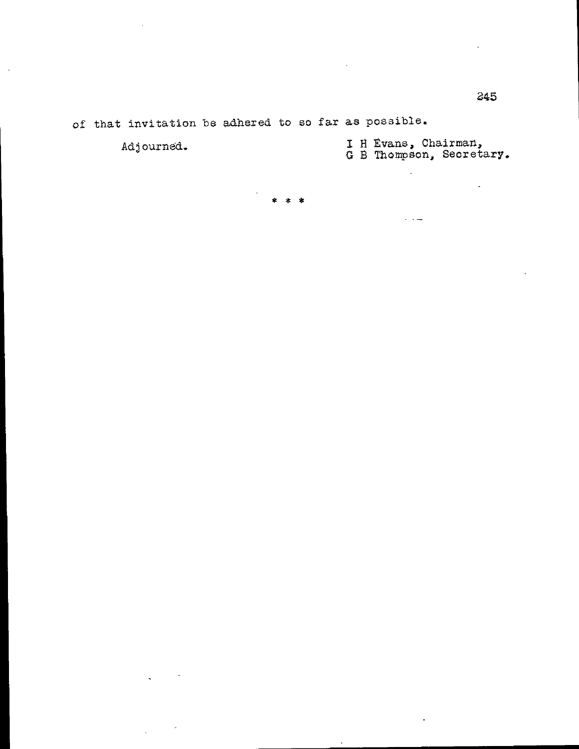of that invitation be adhered to so far as possible.

Adjourned.

I H Evans, Chairman,
G B Thompson, Secretary.

\* \* \*